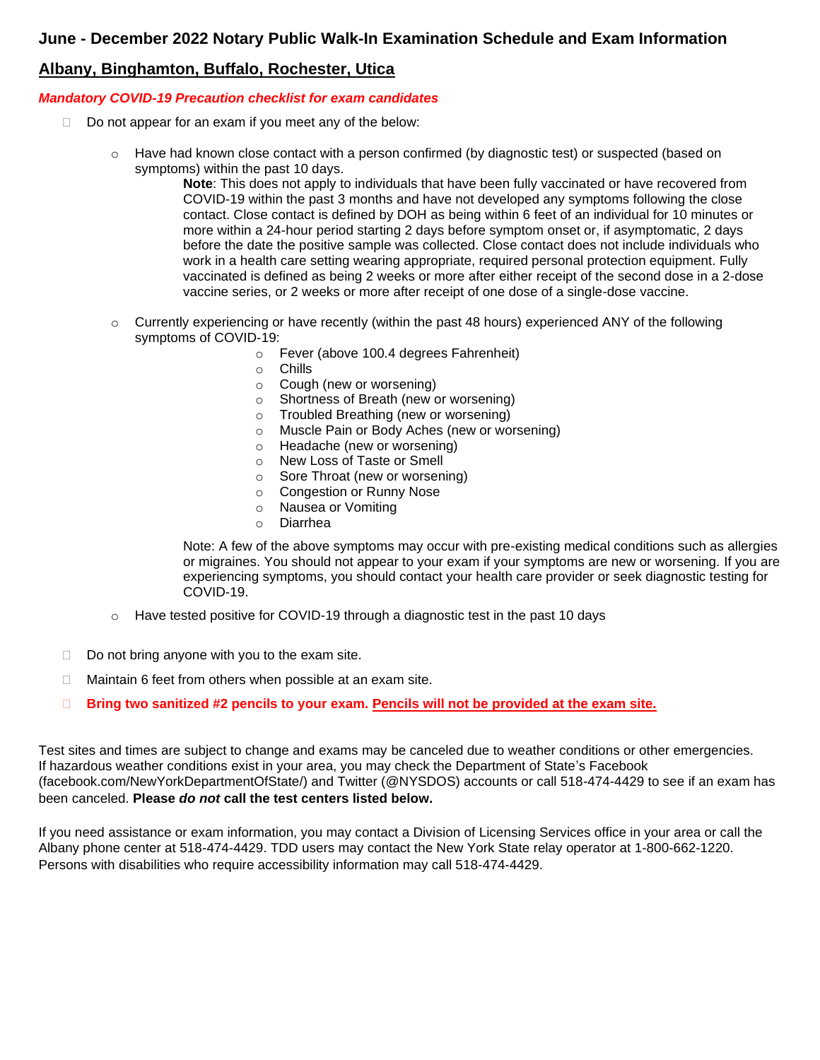# June - December 2022 Notary Public Walk-In Examination Schedule and Exam Information

## Albany, Binghamton, Buffalo, Rochester, Utica

***Mandatory COVID-19 Precaution checklist for exam candidates***

- Do not appear for an exam if you meet any of the below:
  - Have had known close contact with a person confirmed (by diagnostic test) or suspected (based on symptoms) within the past 10 days.

    **Note**: This does not apply to individuals that have been fully vaccinated or have recovered from COVID-19 within the past 3 months and have not developed any symptoms following the close contact. Close contact is defined by DOH as being within 6 feet of an individual for 10 minutes or more within a 24-hour period starting 2 days before symptom onset or, if asymptomatic, 2 days before the date the positive sample was collected. Close contact does not include individuals who work in a health care setting wearing appropriate, required personal protection equipment. Fully vaccinated is defined as being 2 weeks or more after either receipt of the second dose in a 2-dose vaccine series, or 2 weeks or more after receipt of one dose of a single-dose vaccine.

  - Currently experiencing or have recently (within the past 48 hours) experienced ANY of the following symptoms of COVID-19:
    - Fever (above 100.4 degrees Fahrenheit)
    - Chills
    - Cough (new or worsening)
    - Shortness of Breath (new or worsening)
    - Troubled Breathing (new or worsening)
    - Muscle Pain or Body Aches (new or worsening)
    - Headache (new or worsening)
    - New Loss of Taste or Smell
    - Sore Throat (new or worsening)
    - Congestion or Runny Nose
    - Nausea or Vomiting
    - Diarrhea

    Note: A few of the above symptoms may occur with pre-existing medical conditions such as allergies or migraines. You should not appear to your exam if your symptoms are new or worsening. If you are experiencing symptoms, you should contact your health care provider or seek diagnostic testing for COVID-19.

  - Have tested positive for COVID-19 through a diagnostic test in the past 10 days

- Do not bring anyone with you to the exam site.
- Maintain 6 feet from others when possible at an exam site.
- **Bring two sanitized #2 pencils to your exam. Pencils will not be provided at the exam site.**

Test sites and times are subject to change and exams may be canceled due to weather conditions or other emergencies. If hazardous weather conditions exist in your area, you may check the Department of State's Facebook (facebook.com/NewYorkDepartmentOfState/) and Twitter (@NYSDOS) accounts or call 518-474-4429 to see if an exam has been canceled. **Please *do not* call the test centers listed below.**

If you need assistance or exam information, you may contact a Division of Licensing Services office in your area or call the Albany phone center at 518-474-4429. TDD users may contact the New York State relay operator at 1-800-662-1220. Persons with disabilities who require accessibility information may call 518-474-4429.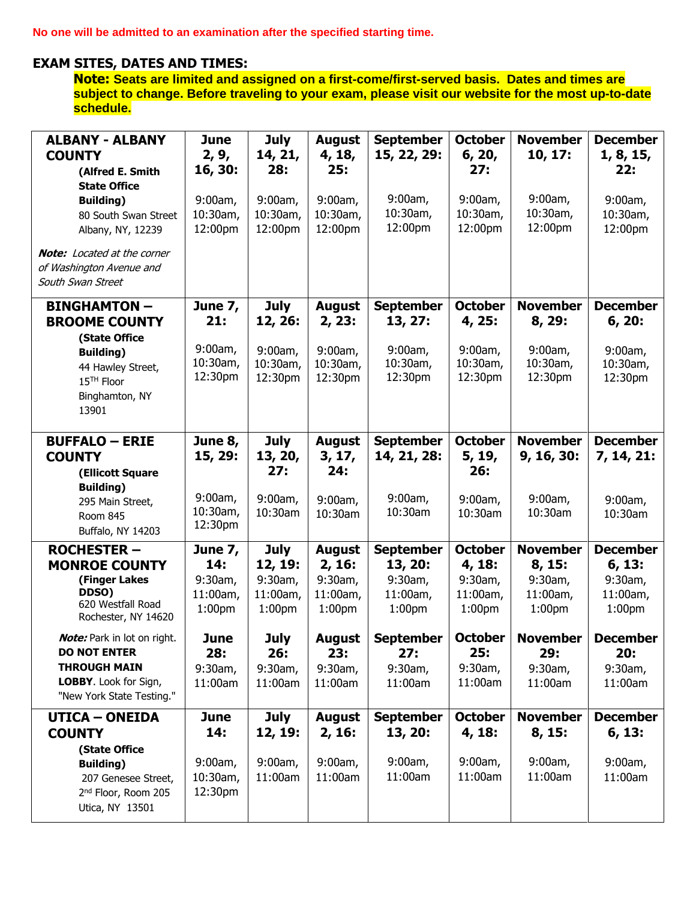**No one will be admitted to an examination after the specified starting time.**

## EXAM SITES, DATES AND TIMES:

**Note: Seats are limited and assigned on a first-come/first-served basis. Dates and times are subject to change. Before traveling to your exam, please visit our website for the most up-to-date schedule.**

| Location | June | July | August | September | October | November | December |
|---|---|---|---|---|---|---|---|
| **ALBANY - ALBANY COUNTY** **(Alfred E. Smith State Office Building)** 80 South Swan Street Albany, NY, 12239 ***Note:*** *Located at the corner of Washington Avenue and South Swan Street* | **2, 9, 16, 30:** 9:00am, 10:30am, 12:00pm | **14, 21, 28:** 9:00am, 10:30am, 12:00pm | **4, 18, 25:** 9:00am, 10:30am, 12:00pm | **15, 22, 29:** 9:00am, 10:30am, 12:00pm | **6, 20, 27:** 9:00am, 10:30am, 12:00pm | **10, 17:** 9:00am, 10:30am, 12:00pm | **1, 8, 15, 22:** 9:00am, 10:30am, 12:00pm |
| **BINGHAMTON – BROOME COUNTY** **(State Office Building)** 44 Hawley Street, 15TH Floor Binghamton, NY 13901 | **7, 21:** 9:00am, 10:30am, 12:30pm | **12, 26:** 9:00am, 10:30am, 12:30pm | **2, 23:** 9:00am, 10:30am, 12:30pm | **13, 27:** 9:00am, 10:30am, 12:30pm | **4, 25:** 9:00am, 10:30am, 12:30pm | **8, 29:** 9:00am, 10:30am, 12:30pm | **6, 20:** 9:00am, 10:30am, 12:30pm |
| **BUFFALO – ERIE COUNTY** **(Ellicott Square Building)** 295 Main Street, Room 845 Buffalo, NY 14203 | **8, 15, 29:** 9:00am, 10:30am, 12:30pm | **13, 20, 27:** 9:00am, 10:30am | **3, 17, 24:** 9:00am, 10:30am | **14, 21, 28:** 9:00am, 10:30am | **5, 19, 26:** 9:00am, 10:30am | **9, 16, 30:** 9:00am, 10:30am | **7, 14, 21:** 9:00am, 10:30am |
| **ROCHESTER – MONROE COUNTY** **(Finger Lakes DDSO)** 620 Westfall Road Rochester, NY 14620 | **7, 14:** 9:30am, 11:00am, 1:00pm | **12, 19:** 9:30am, 11:00am, 1:00pm | **2, 16:** 9:30am, 11:00am, 1:00pm | **13, 20:** 9:30am, 11:00am, 1:00pm | **4, 18:** 9:30am, 11:00am, 1:00pm | **8, 15:** 9:30am, 11:00am, 1:00pm | **6, 13:** 9:30am, 11:00am, 1:00pm |
| ***Note:*** Park in lot on right. **DO NOT ENTER THROUGH MAIN LOBBY**. Look for Sign, "New York State Testing." | **June 28:** 9:30am, 11:00am | **July 26:** 9:30am, 11:00am | **August 23:** 9:30am, 11:00am | **September 27:** 9:30am, 11:00am | **October 25:** 9:30am, 11:00am | **November 29:** 9:30am, 11:00am | **December 20:** 9:30am, 11:00am |
| **UTICA – ONEIDA COUNTY** **(State Office Building)** 207 Genesee Street, 2nd Floor, Room 205 Utica, NY 13501 | **14:** 9:00am, 10:30am, 12:30pm | **12, 19:** 9:00am, 11:00am | **2, 16:** 9:00am, 11:00am | **13, 20:** 9:00am, 11:00am | **4, 18:** 9:00am, 11:00am | **8, 15:** 9:00am, 11:00am | **6, 13:** 9:00am, 11:00am |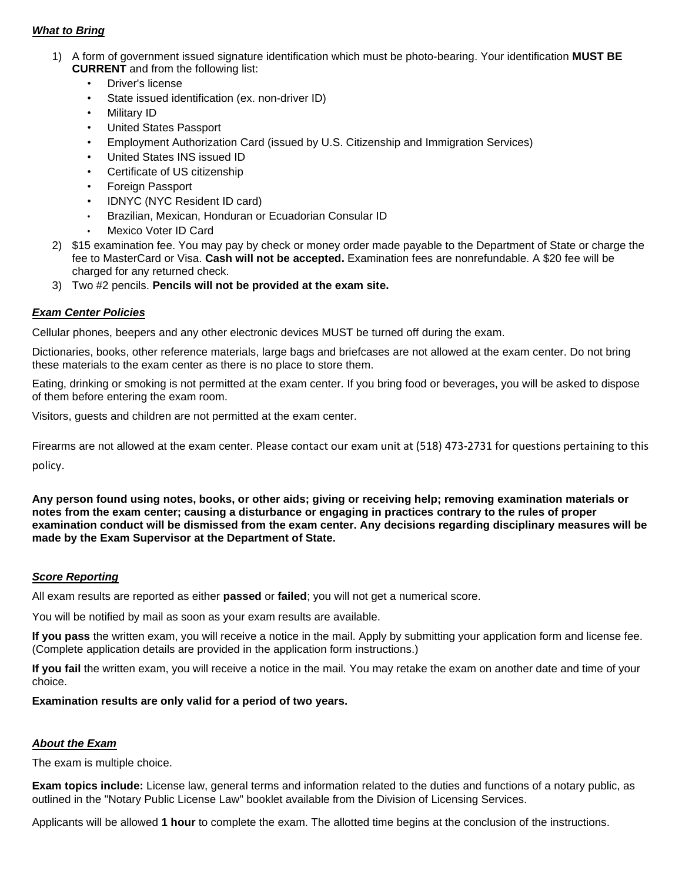***What to Bring***

1) A form of government issued signature identification which must be photo-bearing. Your identification **MUST BE CURRENT** and from the following list:
   - Driver's license
   - State issued identification (ex. non-driver ID)
   - Military ID
   - United States Passport
   - Employment Authorization Card (issued by U.S. Citizenship and Immigration Services)
   - United States INS issued ID
   - Certificate of US citizenship
   - Foreign Passport
   - IDNYC (NYC Resident ID card)
   - Brazilian, Mexican, Honduran or Ecuadorian Consular ID
   - Mexico Voter ID Card
2) $15 examination fee. You may pay by check or money order made payable to the Department of State or charge the fee to MasterCard or Visa. **Cash will not be accepted.** Examination fees are nonrefundable. A $20 fee will be charged for any returned check.
3) Two #2 pencils. **Pencils will not be provided at the exam site.**

***Exam Center Policies***

Cellular phones, beepers and any other electronic devices MUST be turned off during the exam.

Dictionaries, books, other reference materials, large bags and briefcases are not allowed at the exam center. Do not bring these materials to the exam center as there is no place to store them.

Eating, drinking or smoking is not permitted at the exam center. If you bring food or beverages, you will be asked to dispose of them before entering the exam room.

Visitors, guests and children are not permitted at the exam center.

Firearms are not allowed at the exam center. Please contact our exam unit at (518) 473-2731 for questions pertaining to this policy.

**Any person found using notes, books, or other aids; giving or receiving help; removing examination materials or notes from the exam center; causing a disturbance or engaging in practices contrary to the rules of proper examination conduct will be dismissed from the exam center. Any decisions regarding disciplinary measures will be made by the Exam Supervisor at the Department of State.**

***Score Reporting***

All exam results are reported as either **passed** or **failed**; you will not get a numerical score.

You will be notified by mail as soon as your exam results are available.

**If you pass** the written exam, you will receive a notice in the mail. Apply by submitting your application form and license fee. (Complete application details are provided in the application form instructions.)

**If you fail** the written exam, you will receive a notice in the mail. You may retake the exam on another date and time of your choice.

**Examination results are only valid for a period of two years.**

***About the Exam***

The exam is multiple choice.

**Exam topics include:** License law, general terms and information related to the duties and functions of a notary public, as outlined in the "Notary Public License Law" booklet available from the Division of Licensing Services.

Applicants will be allowed **1 hour** to complete the exam. The allotted time begins at the conclusion of the instructions.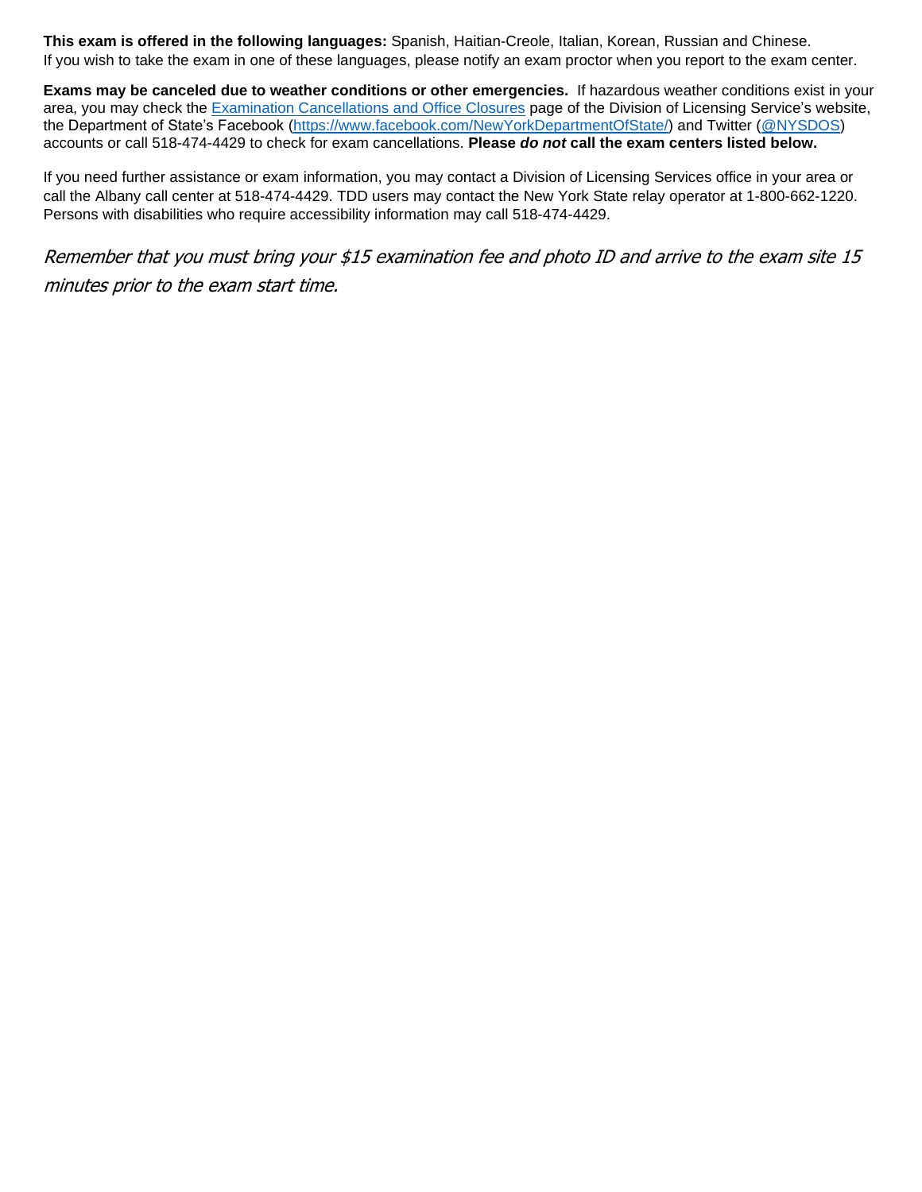**This exam is offered in the following languages:** Spanish, Haitian-Creole, Italian, Korean, Russian and Chinese. If you wish to take the exam in one of these languages, please notify an exam proctor when you report to the exam center.

**Exams may be canceled due to weather conditions or other emergencies.** If hazardous weather conditions exist in your area, you may check the Examination Cancellations and Office Closures page of the Division of Licensing Service's website, the Department of State's Facebook (https://www.facebook.com/NewYorkDepartmentOfState/) and Twitter (@NYSDOS) accounts or call 518-474-4429 to check for exam cancellations. **Please *do not* call the exam centers listed below.**

If you need further assistance or exam information, you may contact a Division of Licensing Services office in your area or call the Albany call center at 518-474-4429. TDD users may contact the New York State relay operator at 1-800-662-1220. Persons with disabilities who require accessibility information may call 518-474-4429.

*Remember that you must bring your $15 examination fee and photo ID and arrive to the exam site 15 minutes prior to the exam start time.*